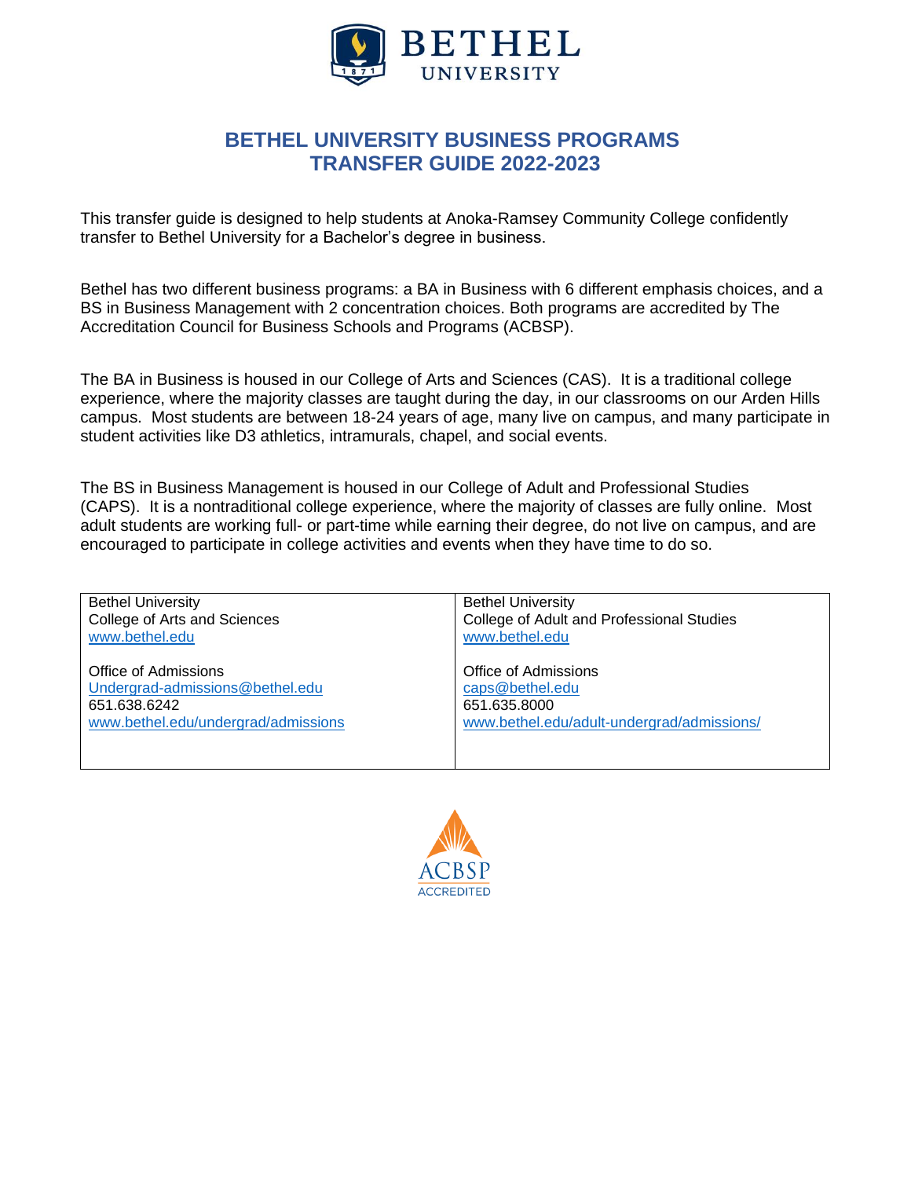# BETHEL UNIVERSITY BUSINESS PROGRAMS
# TRANSFER GUIDE 2022-2023

This transfer guide is designed to help students at Anoka-Ramsey Community College confidently transfer to Bethel University for a Bachelor's degree in business.

Bethel has two different business programs: a BA in Business with 6 different emphasis choices, and a BS in Business Management with 2 concentration choices. Both programs are accredited by The Accreditation Council for Business Schools and Programs (ACBSP).

The BA in Business is housed in our College of Arts and Sciences (CAS). It is a traditional college experience, where the majority classes are taught during the day, in our classrooms on our Arden Hills campus. Most students are between 18-24 years of age, many live on campus, and many participate in student activities like D3 athletics, intramurals, chapel, and social events.

The BS in Business Management is housed in our College of Adult and Professional Studies (CAPS). It is a nontraditional college experience, where the majority of classes are fully online. Most adult students are working full- or part-time while earning their degree, do not live on campus, and are encouraged to participate in college activities and events when they have time to do so.

| Bethel University<br>College of Arts and Sciences<br>www.bethel.edu<br><br>Office of Admissions<br>Undergrad-admissions@bethel.edu<br>651.638.6242<br>www.bethel.edu/undergrad/admissions | Bethel University<br>College of Adult and Professional Studies<br>www.bethel.edu<br><br>Office of Admissions<br>caps@bethel.edu<br>651.635.8000<br>www.bethel.edu/adult-undergrad/admissions/ |
|---|---|

ACBSP ACCREDITED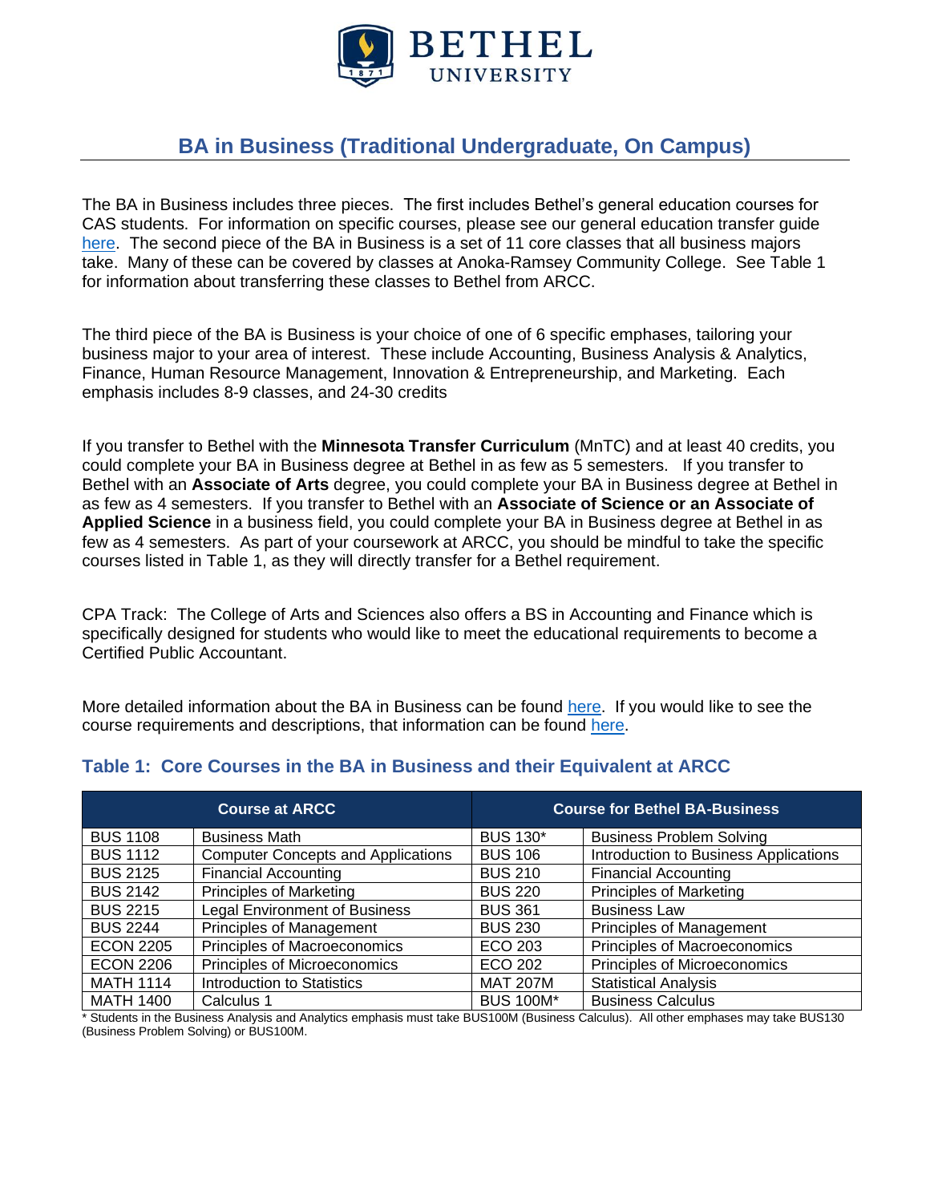BETHEL UNIVERSITY

# BA in Business (Traditional Undergraduate, On Campus)

The BA in Business includes three pieces. The first includes Bethel's general education courses for CAS students. For information on specific courses, please see our general education transfer guide here. The second piece of the BA in Business is a set of 11 core classes that all business majors take. Many of these can be covered by classes at Anoka-Ramsey Community College. See Table 1 for information about transferring these classes to Bethel from ARCC.

The third piece of the BA is Business is your choice of one of 6 specific emphases, tailoring your business major to your area of interest. These include Accounting, Business Analysis & Analytics, Finance, Human Resource Management, Innovation & Entrepreneurship, and Marketing. Each emphasis includes 8-9 classes, and 24-30 credits

If you transfer to Bethel with the **Minnesota Transfer Curriculum** (MnTC) and at least 40 credits, you could complete your BA in Business degree at Bethel in as few as 5 semesters. If you transfer to Bethel with an **Associate of Arts** degree, you could complete your BA in Business degree at Bethel in as few as 4 semesters. If you transfer to Bethel with an **Associate of Science or an Associate of Applied Science** in a business field, you could complete your BA in Business degree at Bethel in as few as 4 semesters. As part of your coursework at ARCC, you should be mindful to take the specific courses listed in Table 1, as they will directly transfer for a Bethel requirement.

CPA Track: The College of Arts and Sciences also offers a BS in Accounting and Finance which is specifically designed for students who would like to meet the educational requirements to become a Certified Public Accountant.

More detailed information about the BA in Business can be found here. If you would like to see the course requirements and descriptions, that information can be found here.

## Table 1: Core Courses in the BA in Business and their Equivalent at ARCC

| Course at ARCC | | Course for Bethel BA-Business | |
|---|---|---|---|
| BUS 1108 | Business Math | BUS 130* | Business Problem Solving |
| BUS 1112 | Computer Concepts and Applications | BUS 106 | Introduction to Business Applications |
| BUS 2125 | Financial Accounting | BUS 210 | Financial Accounting |
| BUS 2142 | Principles of Marketing | BUS 220 | Principles of Marketing |
| BUS 2215 | Legal Environment of Business | BUS 361 | Business Law |
| BUS 2244 | Principles of Management | BUS 230 | Principles of Management |
| ECON 2205 | Principles of Macroeconomics | ECO 203 | Principles of Macroeconomics |
| ECON 2206 | Principles of Microeconomics | ECO 202 | Principles of Microeconomics |
| MATH 1114 | Introduction to Statistics | MAT 207M | Statistical Analysis |
| MATH 1400 | Calculus 1 | BUS 100M* | Business Calculus |

* Students in the Business Analysis and Analytics emphasis must take BUS100M (Business Calculus). All other emphases may take BUS130 (Business Problem Solving) or BUS100M.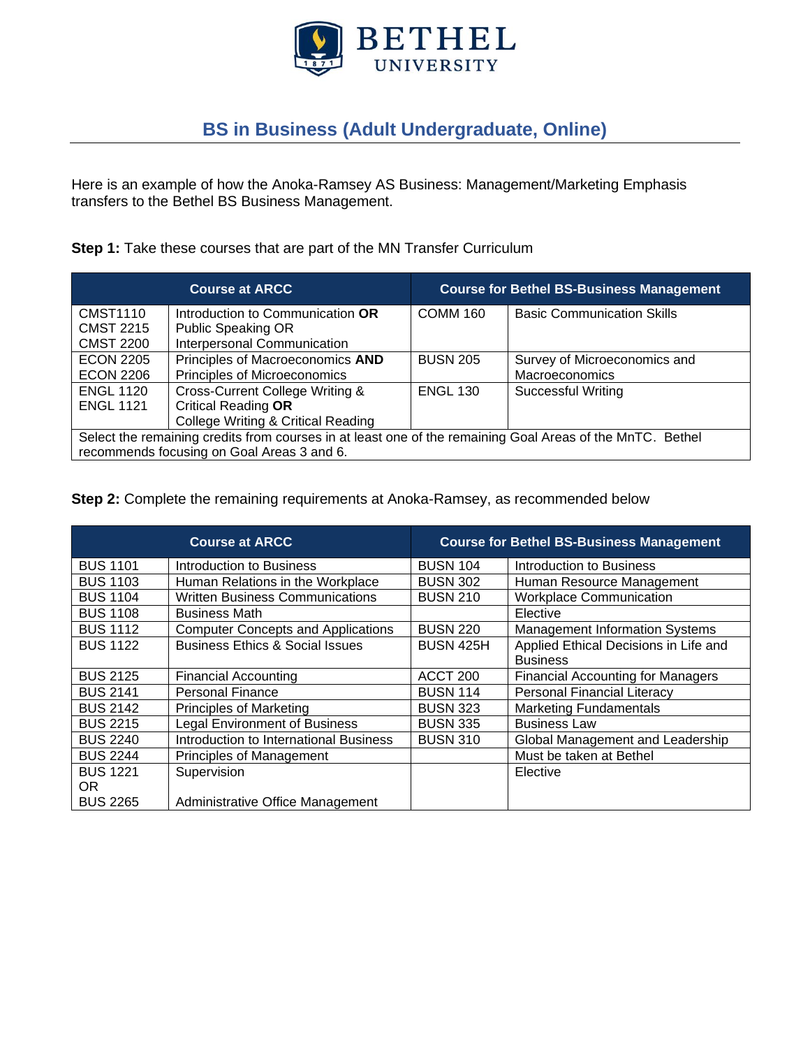BETHEL UNIVERSITY

## BS in Business (Adult Undergraduate, Online)

Here is an example of how the Anoka-Ramsey AS Business: Management/Marketing Emphasis transfers to the Bethel BS Business Management.

**Step 1:** Take these courses that are part of the MN Transfer Curriculum

| Course at ARCC | | Course for Bethel BS-Business Management | |
|---|---|---|---|
| CMST1110<br>CMST 2215<br>CMST 2200 | Introduction to Communication **OR**<br>Public Speaking OR<br>Interpersonal Communication | COMM 160 | Basic Communication Skills |
| ECON 2205<br>ECON 2206 | Principles of Macroeconomics **AND**<br>Principles of Microeconomics | BUSN 205 | Survey of Microeconomics and Macroeconomics |
| ENGL 1120<br>ENGL 1121 | Cross-Current College Writing & Critical Reading **OR**<br>College Writing & Critical Reading | ENGL 130 | Successful Writing |
| Select the remaining credits from courses in at least one of the remaining Goal Areas of the MnTC. Bethel recommends focusing on Goal Areas 3 and 6. | | | |

**Step 2:** Complete the remaining requirements at Anoka-Ramsey, as recommended below

| Course at ARCC | | Course for Bethel BS-Business Management | |
|---|---|---|---|
| BUS 1101 | Introduction to Business | BUSN 104 | Introduction to Business |
| BUS 1103 | Human Relations in the Workplace | BUSN 302 | Human Resource Management |
| BUS 1104 | Written Business Communications | BUSN 210 | Workplace Communication |
| BUS 1108 | Business Math | | Elective |
| BUS 1112 | Computer Concepts and Applications | BUSN 220 | Management Information Systems |
| BUS 1122 | Business Ethics & Social Issues | BUSN 425H | Applied Ethical Decisions in Life and Business |
| BUS 2125 | Financial Accounting | ACCT 200 | Financial Accounting for Managers |
| BUS 2141 | Personal Finance | BUSN 114 | Personal Financial Literacy |
| BUS 2142 | Principles of Marketing | BUSN 323 | Marketing Fundamentals |
| BUS 2215 | Legal Environment of Business | BUSN 335 | Business Law |
| BUS 2240 | Introduction to International Business | BUSN 310 | Global Management and Leadership |
| BUS 2244 | Principles of Management | | Must be taken at Bethel |
| BUS 1221<br>OR<br>BUS 2265 | Supervision<br><br>Administrative Office Management | | Elective |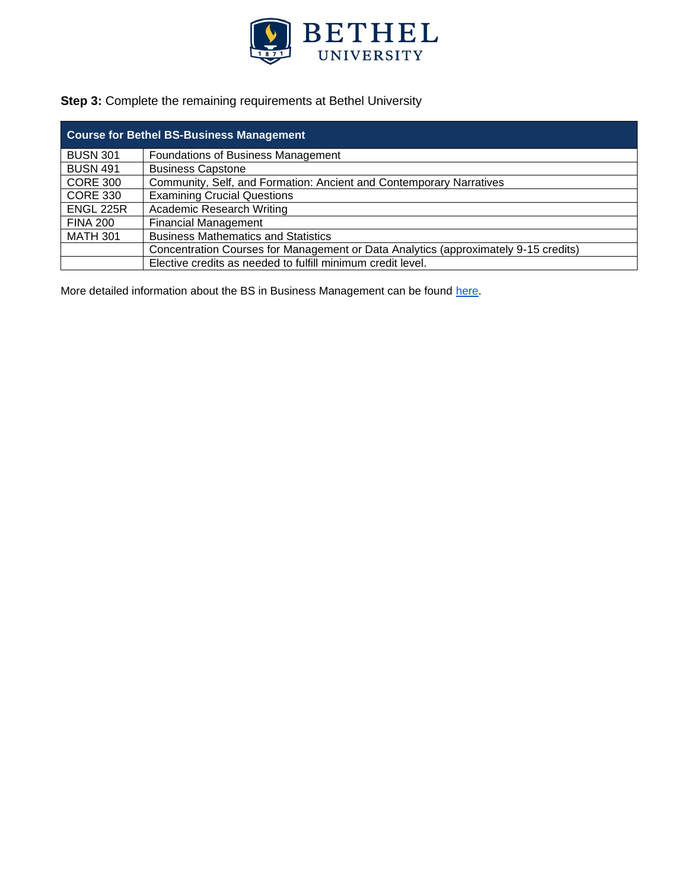**Step 3:** Complete the remaining requirements at Bethel University

| Course for Bethel BS-Business Management | |
|---|---|
| BUSN 301 | Foundations of Business Management |
| BUSN 491 | Business Capstone |
| CORE 300 | Community, Self, and Formation: Ancient and Contemporary Narratives |
| CORE 330 | Examining Crucial Questions |
| ENGL 225R | Academic Research Writing |
| FINA 200 | Financial Management |
| MATH 301 | Business Mathematics and Statistics |
| | Concentration Courses for Management or Data Analytics (approximately 9-15 credits) |
| | Elective credits as needed to fulfill minimum credit level. |

More detailed information about the BS in Business Management can be found here.